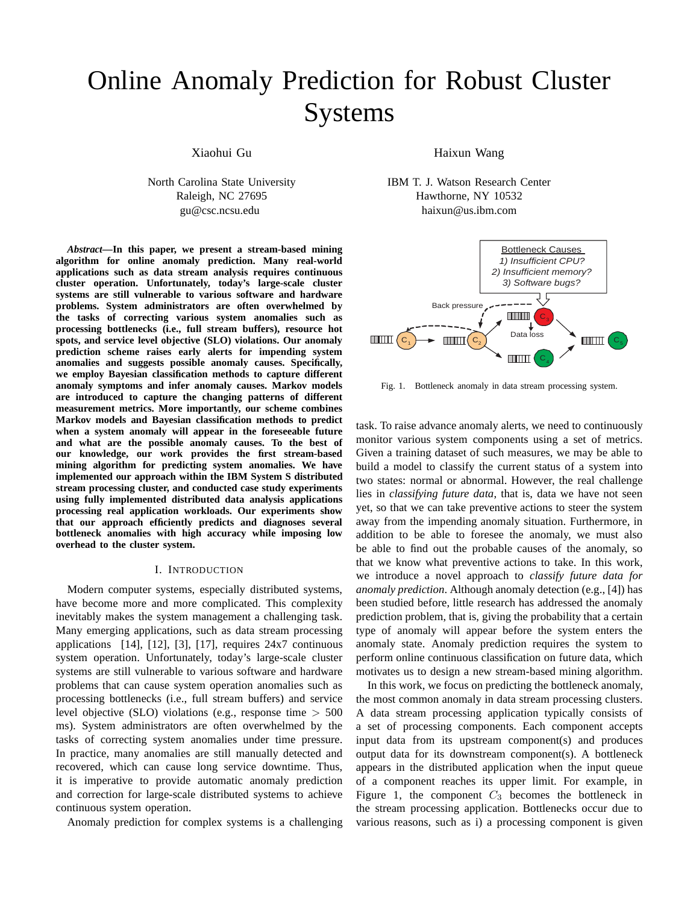# Online Anomaly Prediction for Robust Cluster Systems

Xiaohui Gu
North Carolina State University
Raleigh, NC 27695
gu@csc.ncsu.edu

Haixun Wang
IBM T. J. Watson Research Center
Hawthorne, NY 10532
haixun@us.ibm.com

***Abstract*—In this paper, we present a stream-based mining algorithm for online anomaly prediction. Many real-world applications such as data stream analysis requires continuous cluster operation. Unfortunately, today's large-scale cluster systems are still vulnerable to various software and hardware problems. System administrators are often overwhelmed by the tasks of correcting various system anomalies such as processing bottlenecks (i.e., full stream buffers), resource hot spots, and service level objective (SLO) violations. Our anomaly prediction scheme raises early alerts for impending system anomalies and suggests possible anomaly causes. Specifically, we employ Bayesian classification methods to capture different anomaly symptoms and infer anomaly causes. Markov models are introduced to capture the changing patterns of different measurement metrics. More importantly, our scheme combines Markov models and Bayesian classification methods to predict when a system anomaly will appear in the foreseeable future and what are the possible anomaly causes. To the best of our knowledge, our work provides the first stream-based mining algorithm for predicting system anomalies. We have implemented our approach within the IBM System S distributed stream processing cluster, and conducted case study experiments using fully implemented distributed data analysis applications processing real application workloads. Our experiments show that our approach efficiently predicts and diagnoses several bottleneck anomalies with high accuracy while imposing low overhead to the cluster system.**

## I. Introduction

Modern computer systems, especially distributed systems, have become more and more complicated. This complexity inevitably makes the system management a challenging task. Many emerging applications, such as data stream processing applications [14], [12], [3], [17], requires 24x7 continuous system operation. Unfortunately, today's large-scale cluster systems are still vulnerable to various software and hardware problems that can cause system operation anomalies such as processing bottlenecks (i.e., full stream buffers) and service level objective (SLO) violations (e.g., response time $>$ 500 ms). System administrators are often overwhelmed by the tasks of correcting system anomalies under time pressure. In practice, many anomalies are still manually detected and recovered, which can cause long service downtime. Thus, it is imperative to provide automatic anomaly prediction and correction for large-scale distributed systems to achieve continuous system operation.

Anomaly prediction for complex systems is a challenging task. To raise advance anomaly alerts, we need to continuously monitor various system components using a set of metrics. Given a training dataset of such measures, we may be able to build a model to classify the current status of a system into two states: normal or abnormal. However, the real challenge lies in *classifying future data*, that is, data we have not seen yet, so that we can take preventive actions to steer the system away from the impending anomaly situation. Furthermore, in addition to be able to foresee the anomaly, we must also be able to find out the probable causes of the anomaly, so that we know what preventive actions to take. In this work, we introduce a novel approach to *classify future data for anomaly prediction*. Although anomaly detection (e.g., [4]) has been studied before, little research has addressed the anomaly prediction problem, that is, giving the probability that a certain type of anomaly will appear before the system enters the anomaly state. Anomaly prediction requires the system to perform online continuous classification on future data, which motivates us to design a new stream-based mining algorithm.

Bottleneck Causes
1) Insufficient CPU?
2) Insufficient memory?
3) Software bugs?

Back pressure

Data loss

$C_1$ $C_2$ $C_3$ $C_4$ $C_5$

Fig. 1. Bottleneck anomaly in data stream processing system.

In this work, we focus on predicting the bottleneck anomaly, the most common anomaly in data stream processing clusters. A data stream processing application typically consists of a set of processing components. Each component accepts input data from its upstream component(s) and produces output data for its downstream component(s). A bottleneck appears in the distributed application when the input queue of a component reaches its upper limit. For example, in Figure 1, the component $C_3$ becomes the bottleneck in the stream processing application. Bottlenecks occur due to various reasons, such as i) a processing component is given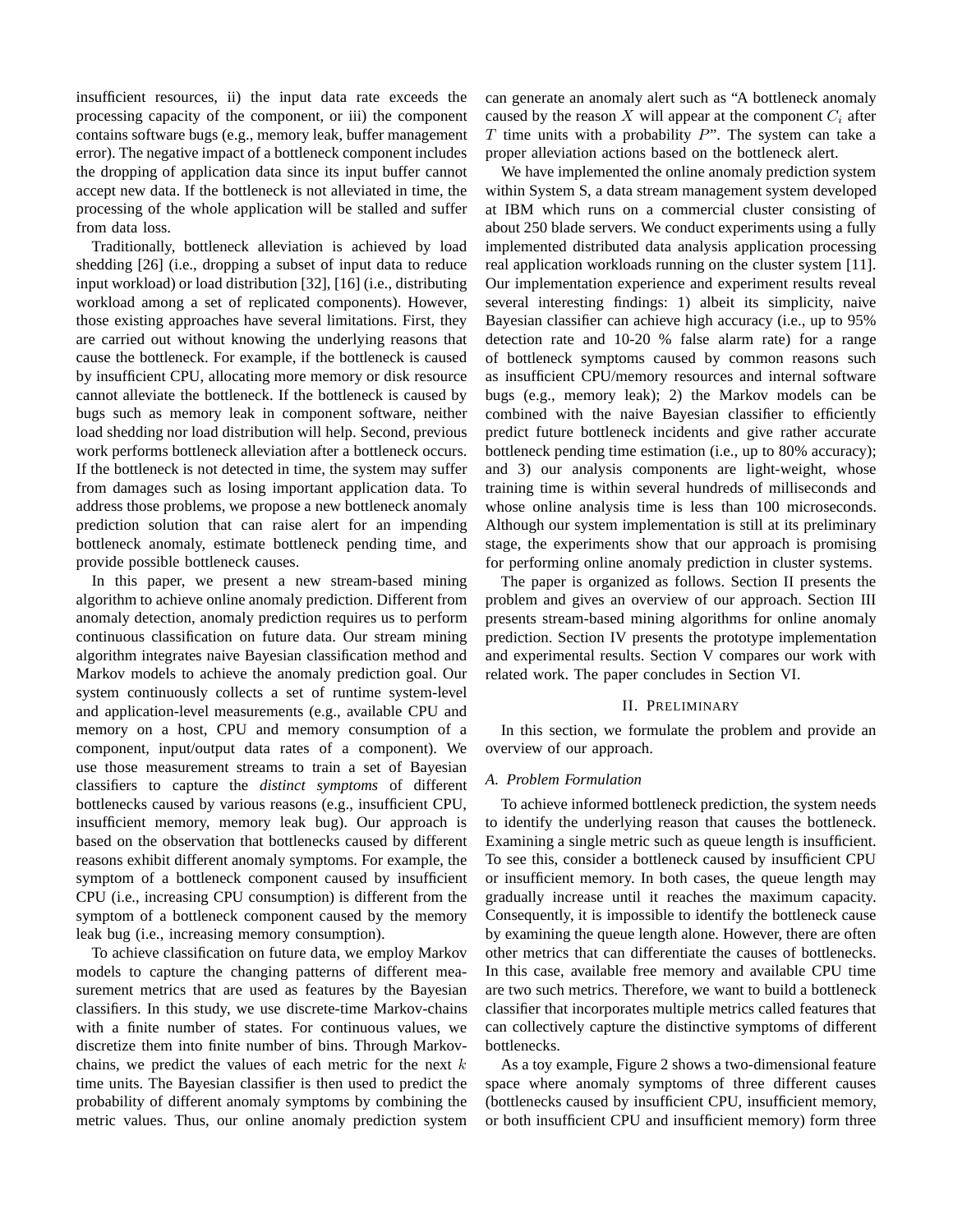insufficient resources, ii) the input data rate exceeds the processing capacity of the component, or iii) the component contains software bugs (e.g., memory leak, buffer management error). The negative impact of a bottleneck component includes the dropping of application data since its input buffer cannot accept new data. If the bottleneck is not alleviated in time, the processing of the whole application will be stalled and suffer from data loss.

Traditionally, bottleneck alleviation is achieved by load shedding [26] (i.e., dropping a subset of input data to reduce input workload) or load distribution [32], [16] (i.e., distributing workload among a set of replicated components). However, those existing approaches have several limitations. First, they are carried out without knowing the underlying reasons that cause the bottleneck. For example, if the bottleneck is caused by insufficient CPU, allocating more memory or disk resource cannot alleviate the bottleneck. If the bottleneck is caused by bugs such as memory leak in component software, neither load shedding nor load distribution will help. Second, previous work performs bottleneck alleviation after a bottleneck occurs. If the bottleneck is not detected in time, the system may suffer from damages such as losing important application data. To address those problems, we propose a new bottleneck anomaly prediction solution that can raise alert for an impending bottleneck anomaly, estimate bottleneck pending time, and provide possible bottleneck causes.

In this paper, we present a new stream-based mining algorithm to achieve online anomaly prediction. Different from anomaly detection, anomaly prediction requires us to perform continuous classification on future data. Our stream mining algorithm integrates naive Bayesian classification method and Markov models to achieve the anomaly prediction goal. Our system continuously collects a set of runtime system-level and application-level measurements (e.g., available CPU and memory on a host, CPU and memory consumption of a component, input/output data rates of a component). We use those measurement streams to train a set of Bayesian classifiers to capture the *distinct symptoms* of different bottlenecks caused by various reasons (e.g., insufficient CPU, insufficient memory, memory leak bug). Our approach is based on the observation that bottlenecks caused by different reasons exhibit different anomaly symptoms. For example, the symptom of a bottleneck component caused by insufficient CPU (i.e., increasing CPU consumption) is different from the symptom of a bottleneck component caused by the memory leak bug (i.e., increasing memory consumption).

To achieve classification on future data, we employ Markov models to capture the changing patterns of different measurement metrics that are used as features by the Bayesian classifiers. In this study, we use discrete-time Markov-chains with a finite number of states. For continuous values, we discretize them into finite number of bins. Through Markov-chains, we predict the values of each metric for the next $k$ time units. The Bayesian classifier is then used to predict the probability of different anomaly symptoms by combining the metric values. Thus, our online anomaly prediction system can generate an anomaly alert such as "A bottleneck anomaly caused by the reason $X$ will appear at the component $C_i$ after $T$ time units with a probability $P$". The system can take a proper alleviation actions based on the bottleneck alert.

We have implemented the online anomaly prediction system within System S, a data stream management system developed at IBM which runs on a commercial cluster consisting of about 250 blade servers. We conduct experiments using a fully implemented distributed data analysis application processing real application workloads running on the cluster system [11]. Our implementation experience and experiment results reveal several interesting findings: 1) albeit its simplicity, naive Bayesian classifier can achieve high accuracy (i.e., up to 95% detection rate and 10-20 % false alarm rate) for a range of bottleneck symptoms caused by common reasons such as insufficient CPU/memory resources and internal software bugs (e.g., memory leak); 2) the Markov models can be combined with the naive Bayesian classifier to efficiently predict future bottleneck incidents and give rather accurate bottleneck pending time estimation (i.e., up to 80% accuracy); and 3) our analysis components are light-weight, whose training time is within several hundreds of milliseconds and whose online analysis time is less than 100 microseconds. Although our system implementation is still at its preliminary stage, the experiments show that our approach is promising for performing online anomaly prediction in cluster systems.

The paper is organized as follows. Section II presents the problem and gives an overview of our approach. Section III presents stream-based mining algorithms for online anomaly prediction. Section IV presents the prototype implementation and experimental results. Section V compares our work with related work. The paper concludes in Section VI.

## II. Preliminary

In this section, we formulate the problem and provide an overview of our approach.

### A. Problem Formulation

To achieve informed bottleneck prediction, the system needs to identify the underlying reason that causes the bottleneck. Examining a single metric such as queue length is insufficient. To see this, consider a bottleneck caused by insufficient CPU or insufficient memory. In both cases, the queue length may gradually increase until it reaches the maximum capacity. Consequently, it is impossible to identify the bottleneck cause by examining the queue length alone. However, there are often other metrics that can differentiate the causes of bottlenecks. In this case, available free memory and available CPU time are two such metrics. Therefore, we want to build a bottleneck classifier that incorporates multiple metrics called features that can collectively capture the distinctive symptoms of different bottlenecks.

As a toy example, Figure 2 shows a two-dimensional feature space where anomaly symptoms of three different causes (bottlenecks caused by insufficient CPU, insufficient memory, or both insufficient CPU and insufficient memory) form three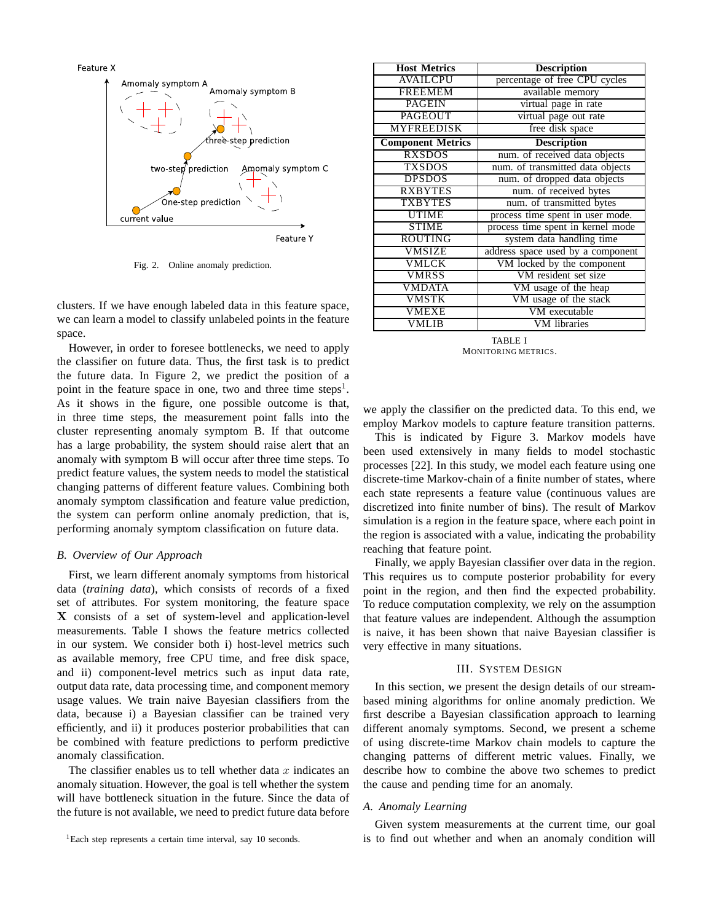Fig. 2. Online anomaly prediction.

clusters. If we have enough labeled data in this feature space, we can learn a model to classify unlabeled points in the feature space.

However, in order to foresee bottlenecks, we need to apply the classifier on future data. Thus, the first task is to predict the future data. In Figure 2, we predict the position of a point in the feature space in one, two and three time steps[1]. As it shows in the figure, one possible outcome is that, in three time steps, the measurement point falls into the cluster representing anomaly symptom B. If that outcome has a large probability, the system should raise alert that an anomaly with symptom B will occur after three time steps. To predict feature values, the system needs to model the statistical changing patterns of different feature values. Combining both anomaly symptom classification and feature value prediction, the system can perform online anomaly prediction, that is, performing anomaly symptom classification on future data.

### *B. Overview of Our Approach*

First, we learn different anomaly symptoms from historical data (*training data*), which consists of records of a fixed set of attributes. For system monitoring, the feature space $\mathbf{X}$ consists of a set of system-level and application-level measurements. Table I shows the feature metrics collected in our system. We consider both i) host-level metrics such as available memory, free CPU time, and free disk space, and ii) component-level metrics such as input data rate, output data rate, data processing time, and component memory usage values. We train naive Bayesian classifiers from the data, because i) a Bayesian classifier can be trained very efficiently, and ii) it produces posterior probabilities that can be combined with feature predictions to perform predictive anomaly classification.

The classifier enables us to tell whether data $x$ indicates an anomaly situation. However, the goal is tell whether the system will have bottleneck situation in the future. Since the data of the future is not available, we need to predict future data before

[1] Each step represents a certain time interval, say 10 seconds.

| Host Metrics | Description |
|---|---|
| AVAILCPU | percentage of free CPU cycles |
| FREEMEM | available memory |
| PAGEIN | virtual page in rate |
| PAGEOUT | virtual page out rate |
| MYFREEDISK | free disk space |
| **Component Metrics** | **Description** |
| RXSDOS | num. of received data objects |
| TXSDOS | num. of transmitted data objects |
| DPSDOS | num. of dropped data objects |
| RXBYTES | num. of received bytes |
| TXBYTES | num. of transmitted bytes |
| UTIME | process time spent in user mode. |
| STIME | process time spent in kernel mode |
| ROUTING | system data handling time |
| VMSIZE | address space used by a component |
| VMLCK | VM locked by the component |
| VMRSS | VM resident set size |
| VMDATA | VM usage of the heap |
| VMSTK | VM usage of the stack |
| VMEXE | VM executable |
| VMLIB | VM libraries |

TABLE I
MONITORING METRICS.

we apply the classifier on the predicted data. To this end, we employ Markov models to capture feature transition patterns. This is indicated by Figure 3. Markov models have been used extensively in many fields to model stochastic processes [22]. In this study, we model each feature using one discrete-time Markov-chain of a finite number of states, where each state represents a feature value (continuous values are discretized into finite number of bins). The result of Markov simulation is a region in the feature space, where each point in the region is associated with a value, indicating the probability reaching that feature point.

Finally, we apply Bayesian classifier over data in the region. This requires us to compute posterior probability for every point in the region, and then find the expected probability. To reduce computation complexity, we rely on the assumption that feature values are independent. Although the assumption is naive, it has been shown that naive Bayesian classifier is very effective in many situations.

## III. System Design

In this section, we present the design details of our stream-based mining algorithms for online anomaly prediction. We first describe a Bayesian classification approach to learning different anomaly symptoms. Second, we present a scheme of using discrete-time Markov chain models to capture the changing patterns of different metric values. Finally, we describe how to combine the above two schemes to predict the cause and pending time for an anomaly.

### *A. Anomaly Learning*

Given system measurements at the current time, our goal is to find out whether and when an anomaly condition will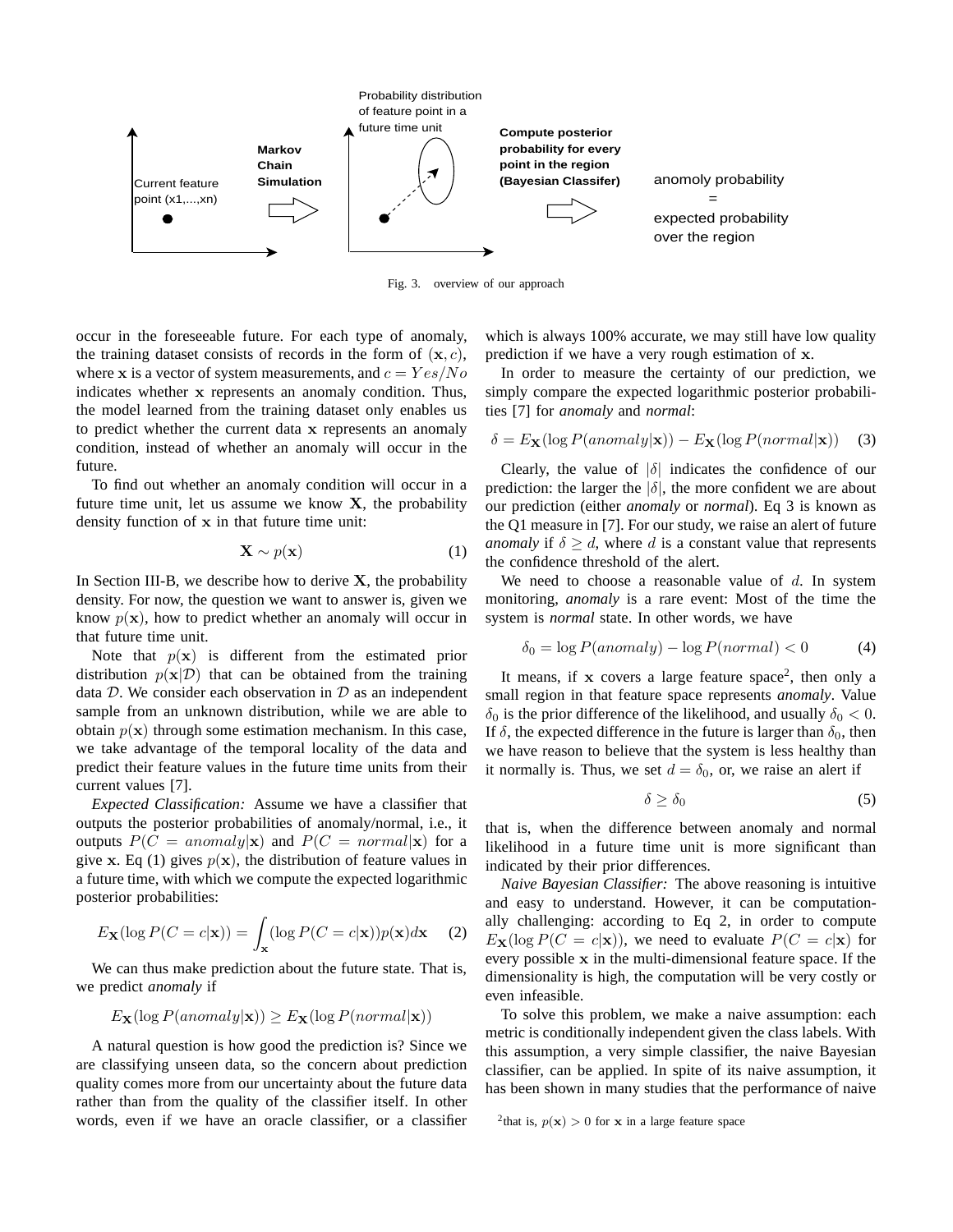Fig. 3. overview of our approach

occur in the foreseeable future. For each type of anomaly, the training dataset consists of records in the form of $(\mathbf{x}, c)$, where $\mathbf{x}$ is a vector of system measurements, and $c = Yes/No$ indicates whether $\mathbf{x}$ represents an anomaly condition. Thus, the model learned from the training dataset only enables us to predict whether the current data $\mathbf{x}$ represents an anomaly condition, instead of whether an anomaly will occur in the future.

To find out whether an anomaly condition will occur in a future time unit, let us assume we know $\mathbf{X}$, the probability density function of $\mathbf{x}$ in that future time unit:

$$\mathbf{X} \sim p(\mathbf{x}) \tag{1}$$

In Section III-B, we describe how to derive $\mathbf{X}$, the probability density. For now, the question we want to answer is, given we know $p(\mathbf{x})$, how to predict whether an anomaly will occur in that future time unit.

Note that $p(\mathbf{x})$ is different from the estimated prior distribution $p(\mathbf{x}|\mathcal{D})$ that can be obtained from the training data $\mathcal{D}$. We consider each observation in $\mathcal{D}$ as an independent sample from an unknown distribution, while we are able to obtain $p(\mathbf{x})$ through some estimation mechanism. In this case, we take advantage of the temporal locality of the data and predict their feature values in the future time units from their current values [7].

*Expected Classification:* Assume we have a classifier that outputs the posterior probabilities of anomaly/normal, i.e., it outputs $P(C = anomaly|\mathbf{x})$ and $P(C = normal|\mathbf{x})$ for a give $\mathbf{x}$. Eq (1) gives $p(\mathbf{x})$, the distribution of feature values in a future time, with which we compute the expected logarithmic posterior probabilities:

$$E_{\mathbf{X}}(\log P(C = c|\mathbf{x})) = \int_{\mathbf{x}} (\log P(C = c|\mathbf{x}))p(\mathbf{x})d\mathbf{x} \tag{2}$$

We can thus make prediction about the future state. That is, we predict *anomaly* if

$$E_{\mathbf{X}}(\log P(anomaly|\mathbf{x})) \geq E_{\mathbf{X}}(\log P(normal|\mathbf{x}))$$

A natural question is how good the prediction is? Since we are classifying unseen data, so the concern about prediction quality comes more from our uncertainty about the future data rather than from the quality of the classifier itself. In other words, even if we have an oracle classifier, or a classifier which is always 100% accurate, we may still have low quality prediction if we have a very rough estimation of $\mathbf{x}$.

In order to measure the certainty of our prediction, we simply compare the expected logarithmic posterior probabilities [7] for *anomaly* and *normal*:

$$\delta = E_{\mathbf{X}}(\log P(anomaly|\mathbf{x})) - E_{\mathbf{X}}(\log P(normal|\mathbf{x})) \tag{3}$$

Clearly, the value of $|\delta|$ indicates the confidence of our prediction: the larger the $|\delta|$, the more confident we are about our prediction (either *anomaly* or *normal*). Eq 3 is known as the Q1 measure in [7]. For our study, we raise an alert of future *anomaly* if $\delta \geq d$, where $d$ is a constant value that represents the confidence threshold of the alert.

We need to choose a reasonable value of $d$. In system monitoring, *anomaly* is a rare event: Most of the time the system is *normal* state. In other words, we have

$$\delta_0 = \log P(anomaly) - \log P(normal) < 0 \tag{4}$$

It means, if $\mathbf{x}$ covers a large feature space[2], then only a small region in that feature space represents *anomaly*. Value $\delta_0$ is the prior difference of the likelihood, and usually $\delta_0 < 0$. If $\delta$, the expected difference in the future is larger than $\delta_0$, then we have reason to believe that the system is less healthy than it normally is. Thus, we set $d = \delta_0$, or, we raise an alert if

$$\delta \geq \delta_0 \tag{5}$$

that is, when the difference between anomaly and normal likelihood in a future time unit is more significant than indicated by their prior differences.

*Naive Bayesian Classifier:* The above reasoning is intuitive and easy to understand. However, it can be computationally challenging: according to Eq 2, in order to compute $E_{\mathbf{X}}(\log P(C = c|\mathbf{x}))$, we need to evaluate $P(C = c|\mathbf{x})$ for every possible $\mathbf{x}$ in the multi-dimensional feature space. If the dimensionality is high, the computation will be very costly or even infeasible.

To solve this problem, we make a naive assumption: each metric is conditionally independent given the class labels. With this assumption, a very simple classifier, the naive Bayesian classifier, can be applied. In spite of its naive assumption, it has been shown in many studies that the performance of naive

[2] that is, $p(\mathbf{x}) > 0$ for $\mathbf{x}$ in a large feature space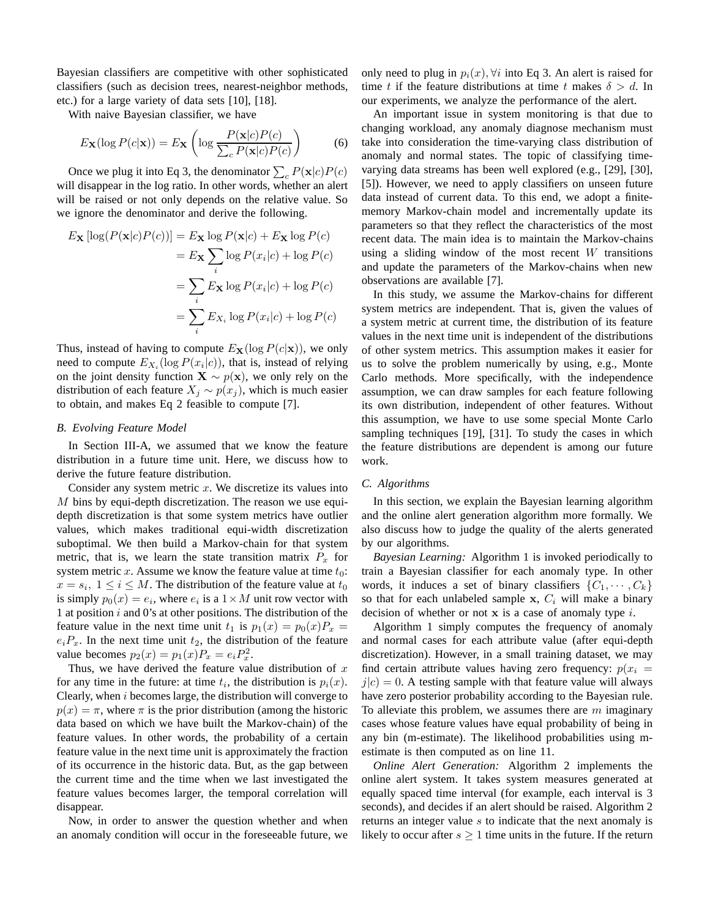Bayesian classifiers are competitive with other sophisticated classifiers (such as decision trees, nearest-neighbor methods, etc.) for a large variety of data sets [10], [18].

With naive Bayesian classifier, we have

$$E_{\mathbf{X}}(\log P(c|\mathbf{x})) = E_{\mathbf{X}}\left(\log \frac{P(\mathbf{x}|c)P(c)}{\sum_c P(\mathbf{x}|c)P(c)}\right) \tag{6}$$

Once we plug it into Eq 3, the denominator $\sum_c P(\mathbf{x}|c)P(c)$ will disappear in the log ratio. In other words, whether an alert will be raised or not only depends on the relative value. So we ignore the denominator and derive the following.

$$\begin{aligned}
E_{\mathbf{X}}\left[\log(P(\mathbf{x}|c)P(c))\right] &= E_{\mathbf{X}} \log P(\mathbf{x}|c) + E_{\mathbf{X}} \log P(c) \\
&= E_{\mathbf{X}} \sum_i \log P(x_i|c) + \log P(c) \\
&= \sum_i E_{\mathbf{X}} \log P(x_i|c) + \log P(c) \\
&= \sum_i E_{X_i} \log P(x_i|c) + \log P(c)
\end{aligned}$$

Thus, instead of having to compute $E_{\mathbf{X}}(\log P(c|\mathbf{x}))$, we only need to compute $E_{X_i}(\log P(x_i|c))$, that is, instead of relying on the joint density function $\mathbf{X} \sim p(\mathbf{x})$, we only rely on the distribution of each feature $X_j \sim p(x_j)$, which is much easier to obtain, and makes Eq 2 feasible to compute [7].

### B. Evolving Feature Model

In Section III-A, we assumed that we know the feature distribution in a future time unit. Here, we discuss how to derive the future feature distribution.

Consider any system metric $x$. We discretize its values into $M$ bins by equi-depth discretization. The reason we use equi-depth discretization is that some system metrics have outlier values, which makes traditional equi-width discretization suboptimal. We then build a Markov-chain for that system metric, that is, we learn the state transition matrix $P_x$ for system metric $x$. Assume we know the feature value at time $t_0$: $x = s_i,\ 1 \leq i \leq M$. The distribution of the feature value at $t_0$ is simply $p_0(x) = e_i$, where $e_i$ is a $1 \times M$ unit row vector with 1 at position $i$ and 0's at other positions. The distribution of the feature value in the next time unit $t_1$ is $p_1(x) = p_0(x)P_x = e_i P_x$. In the next time unit $t_2$, the distribution of the feature value becomes $p_2(x) = p_1(x)P_x = e_i P_x^2$.

Thus, we have derived the feature value distribution of $x$ for any time in the future: at time $t_i$, the distribution is $p_i(x)$. Clearly, when $i$ becomes large, the distribution will converge to $p(x) = \pi$, where $\pi$ is the prior distribution (among the historic data based on which we have built the Markov-chain) of the feature values. In other words, the probability of a certain feature value in the next time unit is approximately the fraction of its occurrence in the historic data. But, as the gap between the current time and the time when we last investigated the feature values becomes larger, the temporal correlation will disappear.

Now, in order to answer the question whether and when an anomaly condition will occur in the foreseeable future, we only need to plug in $p_i(x), \forall i$ into Eq 3. An alert is raised for time $t$ if the feature distributions at time $t$ makes $\delta > d$. In our experiments, we analyze the performance of the alert.

An important issue in system monitoring is that due to changing workload, any anomaly diagnose mechanism must take into consideration the time-varying class distribution of anomaly and normal states. The topic of classifying time-varying data streams has been well explored (e.g., [29], [30], [5]). However, we need to apply classifiers on unseen future data instead of current data. To this end, we adopt a finite-memory Markov-chain model and incrementally update its parameters so that they reflect the characteristics of the most recent data. The main idea is to maintain the Markov-chains using a sliding window of the most recent $W$ transitions and update the parameters of the Markov-chains when new observations are available [7].

In this study, we assume the Markov-chains for different system metrics are independent. That is, given the values of a system metric at current time, the distribution of its feature values in the next time unit is independent of the distributions of other system metrics. This assumption makes it easier for us to solve the problem numerically by using, e.g., Monte Carlo methods. More specifically, with the independence assumption, we can draw samples for each feature following its own distribution, independent of other features. Without this assumption, we have to use some special Monte Carlo sampling techniques [19], [31]. To study the cases in which the feature distributions are dependent is among our future work.

### C. Algorithms

In this section, we explain the Bayesian learning algorithm and the online alert generation algorithm more formally. We also discuss how to judge the quality of the alerts generated by our algorithms.

*Bayesian Learning:* Algorithm 1 is invoked periodically to train a Bayesian classifier for each anomaly type. In other words, it induces a set of binary classifiers $\{C_1, \cdots, C_k\}$ so that for each unlabeled sample $\mathbf{x}$, $C_i$ will make a binary decision of whether or not $\mathbf{x}$ is a case of anomaly type $i$.

Algorithm 1 simply computes the frequency of anomaly and normal cases for each attribute value (after equi-depth discretization). However, in a small training dataset, we may find certain attribute values having zero frequency: $p(x_i = j|c) = 0$. A testing sample with that feature value will always have zero posterior probability according to the Bayesian rule. To alleviate this problem, we assumes there are $m$ imaginary cases whose feature values have equal probability of being in any bin (m-estimate). The likelihood probabilities using m-estimate is then computed as on line 11.

*Online Alert Generation:* Algorithm 2 implements the online alert system. It takes system measures generated at equally spaced time interval (for example, each interval is 3 seconds), and decides if an alert should be raised. Algorithm 2 returns an integer value $s$ to indicate that the next anomaly is likely to occur after $s \geq 1$ time units in the future. If the return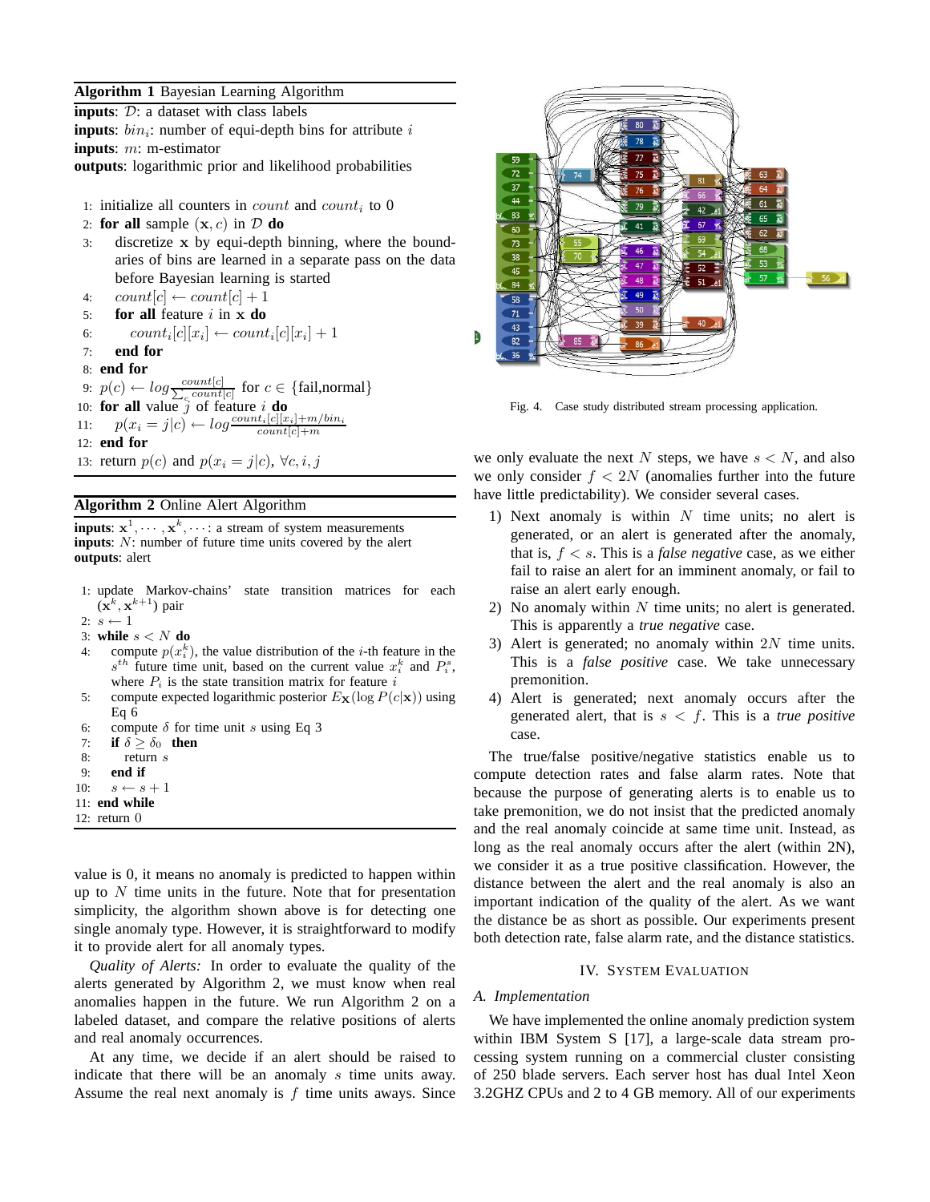**Algorithm 1** Bayesian Learning Algorithm

**inputs**: $\mathcal{D}$: a dataset with class labels
**inputs**: $bin_i$: number of equi-depth bins for attribute $i$
**inputs**: $m$: m-estimator
**outputs**: logarithmic prior and likelihood probabilities

1: initialize all counters in $count$ and $count_i$ to 0
2: **for all** sample $(\mathbf{x}, c)$ in $\mathcal{D}$ **do**
3: discretize $\mathbf{x}$ by equi-depth binning, where the boundaries of bins are learned in a separate pass on the data before Bayesian learning is started
4: $count[c] \leftarrow count[c] + 1$
5: **for all** feature $i$ in $\mathbf{x}$ **do**
6: $count_i[c][x_i] \leftarrow count_i[c][x_i] + 1$
7: **end for**
8: **end for**
9: $p(c) \leftarrow log\frac{count[c]}{\sum_c count[c]}$ for $c \in$ {fail,normal}
10: **for all** value $j$ of feature $i$ **do**
11: $p(x_i = j|c) \leftarrow log\frac{count_i[c][x_i]+m/bin_i}{count[c]+m}$
12: **end for**
13: return $p(c)$ and $p(x_i = j|c)$, $\forall c, i, j$

**Algorithm 2** Online Alert Algorithm

**inputs**: $\mathbf{x}^1, \cdots, \mathbf{x}^k, \cdots$: a stream of system measurements
**inputs**: $N$: number of future time units covered by the alert
**outputs**: alert

1: update Markov-chains' state transition matrices for each $(\mathbf{x}^k, \mathbf{x}^{k+1})$ pair
2: $s \leftarrow 1$
3: **while** $s < N$ **do**
4: compute $p(x_i^k)$, the value distribution of the $i$-th feature in the $s^{th}$ future time unit, based on the current value $x_i^k$ and $P_i^s$, where $P_i$ is the state transition matrix for feature $i$
5: compute expected logarithmic posterior $E_{\mathbf{X}}(\log P(c|\mathbf{x}))$ using Eq 6
6: compute $\delta$ for time unit $s$ using Eq 3
7: **if** $\delta \geq \delta_0$ **then**
8: return $s$
9: **end if**
10: $s \leftarrow s + 1$
11: **end while**
12: return 0

value is 0, it means no anomaly is predicted to happen within up to $N$ time units in the future. Note that for presentation simplicity, the algorithm shown above is for detecting one single anomaly type. However, it is straightforward to modify it to provide alert for all anomaly types.

*Quality of Alerts:* In order to evaluate the quality of the alerts generated by Algorithm 2, we must know when real anomalies happen in the future. We run Algorithm 2 on a labeled dataset, and compare the relative positions of alerts and real anomaly occurrences.

At any time, we decide if an alert should be raised to indicate that there will be an anomaly $s$ time units away. Assume the real next anomaly is $f$ time units aways. Since we only evaluate the next $N$ steps, we have $s < N$, and also we only consider $f < 2N$ (anomalies further into the future have little predictability). We consider several cases.

1) Next anomaly is within $N$ time units; no alert is generated, or an alert is generated after the anomaly, that is, $f < s$. This is a *false negative* case, as we either fail to raise an alert for an imminent anomaly, or fail to raise an alert early enough.
2) No anomaly within $N$ time units; no alert is generated. This is apparently a *true negative* case.
3) Alert is generated; no anomaly within $2N$ time units. This is a *false positive* case. We take unnecessary premonition.
4) Alert is generated; next anomaly occurs after the generated alert, that is $s < f$. This is a *true positive* case.

The true/false positive/negative statistics enable us to compute detection rates and false alarm rates. Note that because the purpose of generating alerts is to enable us to take premonition, we do not insist that the predicted anomaly and the real anomaly coincide at same time unit. Instead, as long as the real anomaly occurs after the alert (within 2N), we consider it as a true positive classification. However, the distance between the alert and the real anomaly is also an important indication of the quality of the alert. As we want the distance be as short as possible. Our experiments present both detection rate, false alarm rate, and the distance statistics.

Fig. 4. Case study distributed stream processing application.

## IV. System Evaluation

### A. Implementation

We have implemented the online anomaly prediction system within IBM System S [17], a large-scale data stream processing system running on a commercial cluster consisting of 250 blade servers. Each server host has dual Intel Xeon 3.2GHZ CPUs and 2 to 4 GB memory. All of our experiments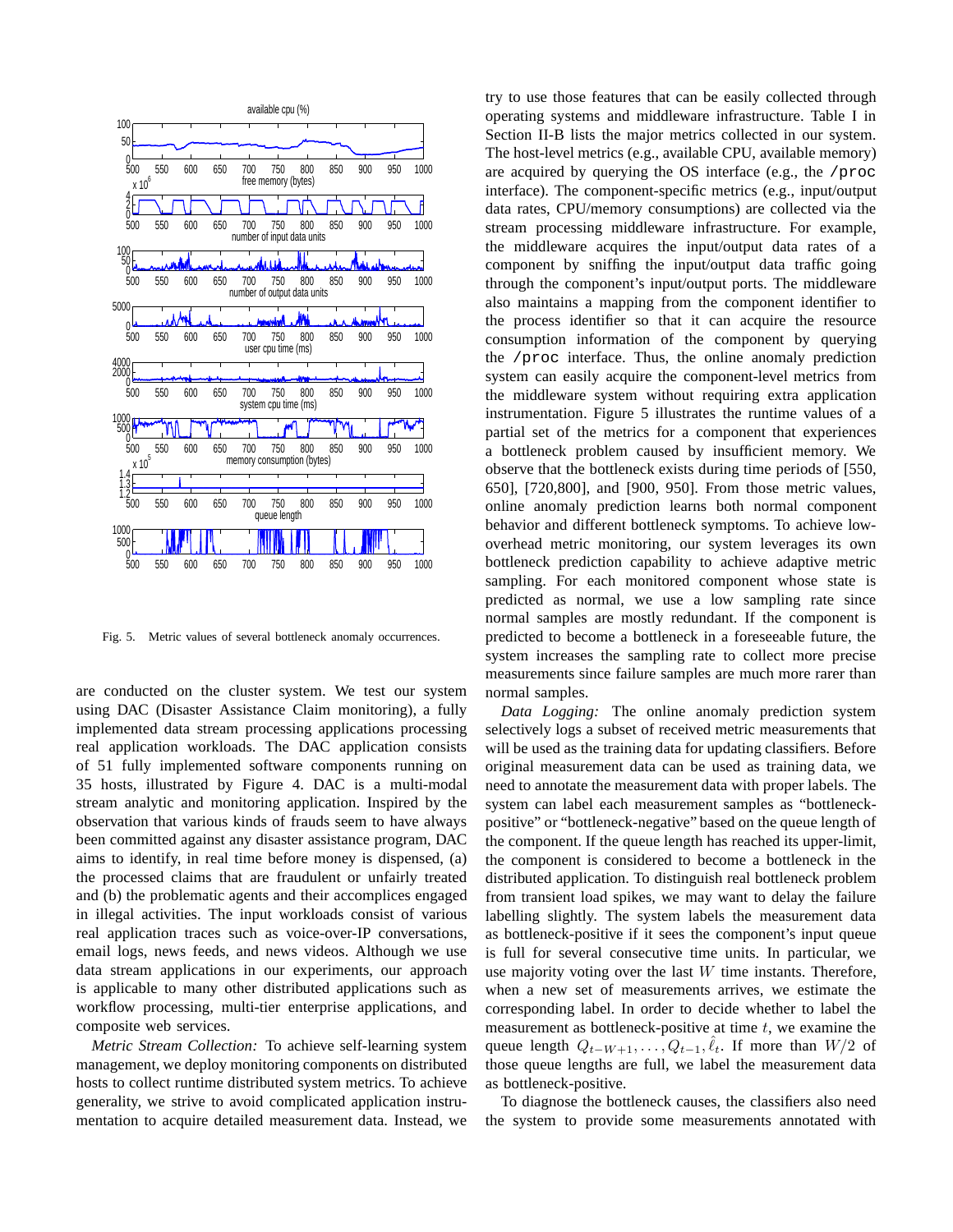Fig. 5. Metric values of several bottleneck anomaly occurrences.

are conducted on the cluster system. We test our system using DAC (Disaster Assistance Claim monitoring), a fully implemented data stream processing applications processing real application workloads. The DAC application consists of 51 fully implemented software components running on 35 hosts, illustrated by Figure 4. DAC is a multi-modal stream analytic and monitoring application. Inspired by the observation that various kinds of frauds seem to have always been committed against any disaster assistance program, DAC aims to identify, in real time before money is dispensed, (a) the processed claims that are fraudulent or unfairly treated and (b) the problematic agents and their accomplices engaged in illegal activities. The input workloads consist of various real application traces such as voice-over-IP conversations, email logs, news feeds, and news videos. Although we use data stream applications in our experiments, our approach is applicable to many other distributed applications such as workflow processing, multi-tier enterprise applications, and composite web services.

*Metric Stream Collection:* To achieve self-learning system management, we deploy monitoring components on distributed hosts to collect runtime distributed system metrics. To achieve generality, we strive to avoid complicated application instrumentation to acquire detailed measurement data. Instead, we try to use those features that can be easily collected through operating systems and middleware infrastructure. Table I in Section II-B lists the major metrics collected in our system. The host-level metrics (e.g., available CPU, available memory) are acquired by querying the OS interface (e.g., the `/proc` interface). The component-specific metrics (e.g., input/output data rates, CPU/memory consumptions) are collected via the stream processing middleware infrastructure. For example, the middleware acquires the input/output data rates of a component by sniffing the input/output data traffic going through the component's input/output ports. The middleware also maintains a mapping from the component identifier to the process identifier so that it can acquire the resource consumption information of the component by querying the `/proc` interface. Thus, the online anomaly prediction system can easily acquire the component-level metrics from the middleware system without requiring extra application instrumentation. Figure 5 illustrates the runtime values of a partial set of the metrics for a component that experiences a bottleneck problem caused by insufficient memory. We observe that the bottleneck exists during time periods of [550, 650], [720,800], and [900, 950]. From those metric values, online anomaly prediction learns both normal component behavior and different bottleneck symptoms. To achieve low-overhead metric monitoring, our system leverages its own bottleneck prediction capability to achieve adaptive metric sampling. For each monitored component whose state is predicted as normal, we use a low sampling rate since normal samples are mostly redundant. If the component is predicted to become a bottleneck in a foreseeable future, the system increases the sampling rate to collect more precise measurements since failure samples are much more rarer than normal samples.

*Data Logging:* The online anomaly prediction system selectively logs a subset of received metric measurements that will be used as the training data for updating classifiers. Before original measurement data can be used as training data, we need to annotate the measurement data with proper labels. The system can label each measurement samples as "bottleneck-positive" or "bottleneck-negative" based on the queue length of the component. If the queue length has reached its upper-limit, the component is considered to become a bottleneck in the distributed application. To distinguish real bottleneck problem from transient load spikes, we may want to delay the failure labelling slightly. The system labels the measurement data as bottleneck-positive if it sees the component's input queue is full for several consecutive time units. In particular, we use majority voting over the last $W$ time instants. Therefore, when a new set of measurements arrives, we estimate the corresponding label. In order to decide whether to label the measurement as bottleneck-positive at time $t$, we examine the queue length $Q_{t-W+1}, \ldots, Q_{t-1}, \hat{\ell}_t$. If more than $W/2$ of those queue lengths are full, we label the measurement data as bottleneck-positive.

To diagnose the bottleneck causes, the classifiers also need the system to provide some measurements annotated with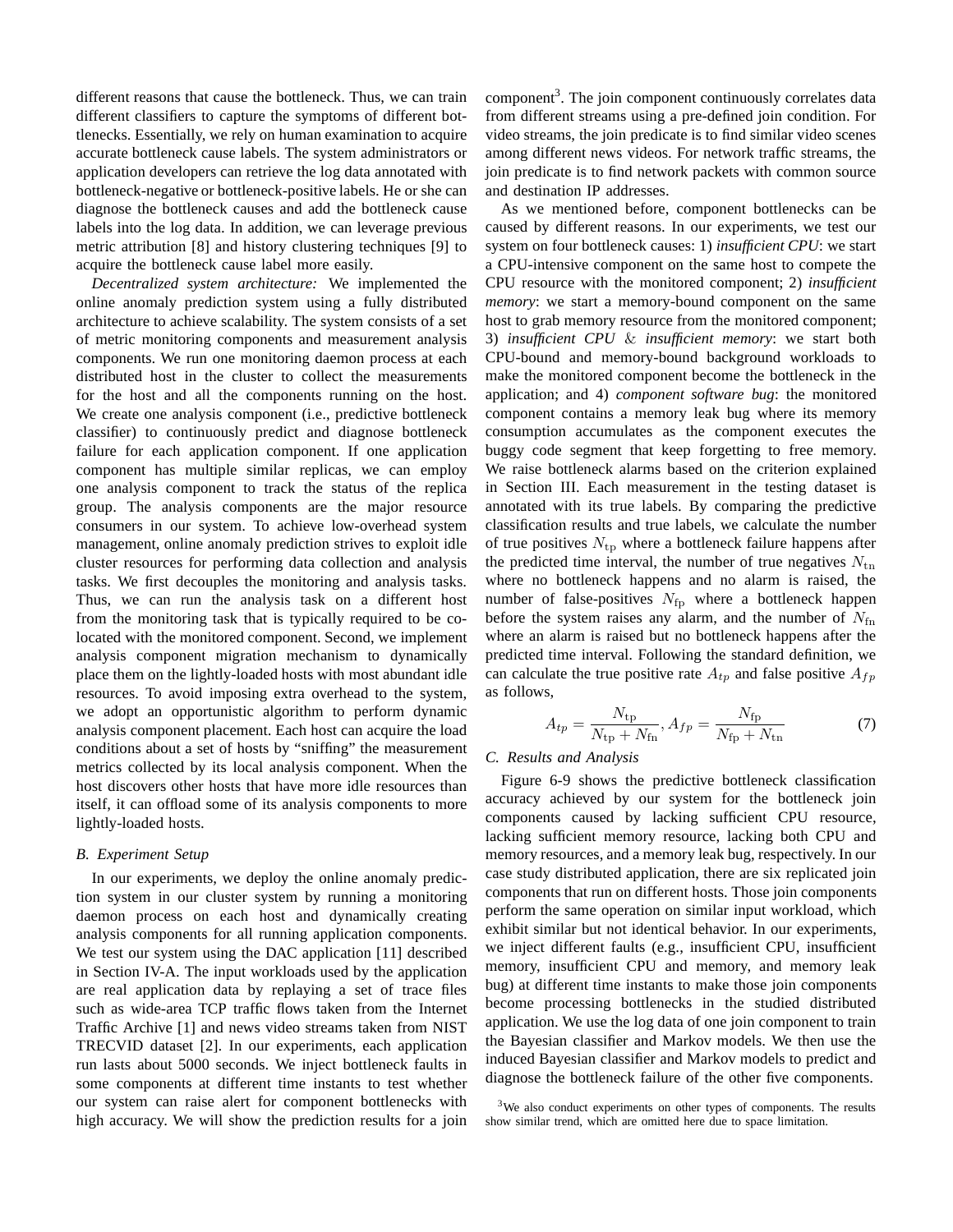different reasons that cause the bottleneck. Thus, we can train different classifiers to capture the symptoms of different bottlenecks. Essentially, we rely on human examination to acquire accurate bottleneck cause labels. The system administrators or application developers can retrieve the log data annotated with bottleneck-negative or bottleneck-positive labels. He or she can diagnose the bottleneck causes and add the bottleneck cause labels into the log data. In addition, we can leverage previous metric attribution [8] and history clustering techniques [9] to acquire the bottleneck cause label more easily.

*Decentralized system architecture:* We implemented the online anomaly prediction system using a fully distributed architecture to achieve scalability. The system consists of a set of metric monitoring components and measurement analysis components. We run one monitoring daemon process at each distributed host in the cluster to collect the measurements for the host and all the components running on the host. We create one analysis component (i.e., predictive bottleneck classifier) to continuously predict and diagnose bottleneck failure for each application component. If one application component has multiple similar replicas, we can employ one analysis component to track the status of the replica group. The analysis components are the major resource consumers in our system. To achieve low-overhead system management, online anomaly prediction strives to exploit idle cluster resources for performing data collection and analysis tasks. We first decouples the monitoring and analysis tasks. Thus, we can run the analysis task on a different host from the monitoring task that is typically required to be co-located with the monitored component. Second, we implement analysis component migration mechanism to dynamically place them on the lightly-loaded hosts with most abundant idle resources. To avoid imposing extra overhead to the system, we adopt an opportunistic algorithm to perform dynamic analysis component placement. Each host can acquire the load conditions about a set of hosts by "sniffing" the measurement metrics collected by its local analysis component. When the host discovers other hosts that have more idle resources than itself, it can offload some of its analysis components to more lightly-loaded hosts.

### B. Experiment Setup

In our experiments, we deploy the online anomaly prediction system in our cluster system by running a monitoring daemon process on each host and dynamically creating analysis components for all running application components. We test our system using the DAC application [11] described in Section IV-A. The input workloads used by the application are real application data by replaying a set of trace files such as wide-area TCP traffic flows taken from the Internet Traffic Archive [1] and news video streams taken from NIST TRECVID dataset [2]. In our experiments, each application run lasts about 5000 seconds. We inject bottleneck faults in some components at different time instants to test whether our system can raise alert for component bottlenecks with high accuracy. We will show the prediction results for a join component[3]. The join component continuously correlates data from different streams using a pre-defined join condition. For video streams, the join predicate is to find similar video scenes among different news videos. For network traffic streams, the join predicate is to find network packets with common source and destination IP addresses.

As we mentioned before, component bottlenecks can be caused by different reasons. In our experiments, we test our system on four bottleneck causes: 1) *insufficient CPU*: we start a CPU-intensive component on the same host to compete the CPU resource with the monitored component; 2) *insufficient memory*: we start a memory-bound component on the same host to grab memory resource from the monitored component; 3) *insufficient CPU* & *insufficient memory*: we start both CPU-bound and memory-bound background workloads to make the monitored component become the bottleneck in the application; and 4) *component software bug*: the monitored component contains a memory leak bug where its memory consumption accumulates as the component executes the buggy code segment that keep forgetting to free memory. We raise bottleneck alarms based on the criterion explained in Section III. Each measurement in the testing dataset is annotated with its true labels. By comparing the predictive classification results and true labels, we calculate the number of true positives $N_{\rm tp}$ where a bottleneck failure happens after the predicted time interval, the number of true negatives $N_{\rm tn}$ where no bottleneck happens and no alarm is raised, the number of false-positives $N_{\rm fp}$ where a bottleneck happen before the system raises any alarm, and the number of $N_{\rm fn}$ where an alarm is raised but no bottleneck happens after the predicted time interval. Following the standard definition, we can calculate the true positive rate $A_{tp}$ and false positive $A_{fp}$ as follows,

$$A_{tp} = \frac{N_{\rm tp}}{N_{\rm tp} + N_{\rm fn}}, A_{fp} = \frac{N_{\rm fp}}{N_{\rm fp} + N_{\rm tn}} \tag{7}$$

### C. Results and Analysis

Figure 6-9 shows the predictive bottleneck classification accuracy achieved by our system for the bottleneck join components caused by lacking sufficient CPU resource, lacking sufficient memory resource, lacking both CPU and memory resources, and a memory leak bug, respectively. In our case study distributed application, there are six replicated join components that run on different hosts. Those join components perform the same operation on similar input workload, which exhibit similar but not identical behavior. In our experiments, we inject different faults (e.g., insufficient CPU, insufficient memory, insufficient CPU and memory, and memory leak bug) at different time instants to make those join components become processing bottlenecks in the studied distributed application. We use the log data of one join component to train the Bayesian classifier and Markov models. We then use the induced Bayesian classifier and Markov models to predict and diagnose the bottleneck failure of the other five components.

[3] We also conduct experiments on other types of components. The results show similar trend, which are omitted here due to space limitation.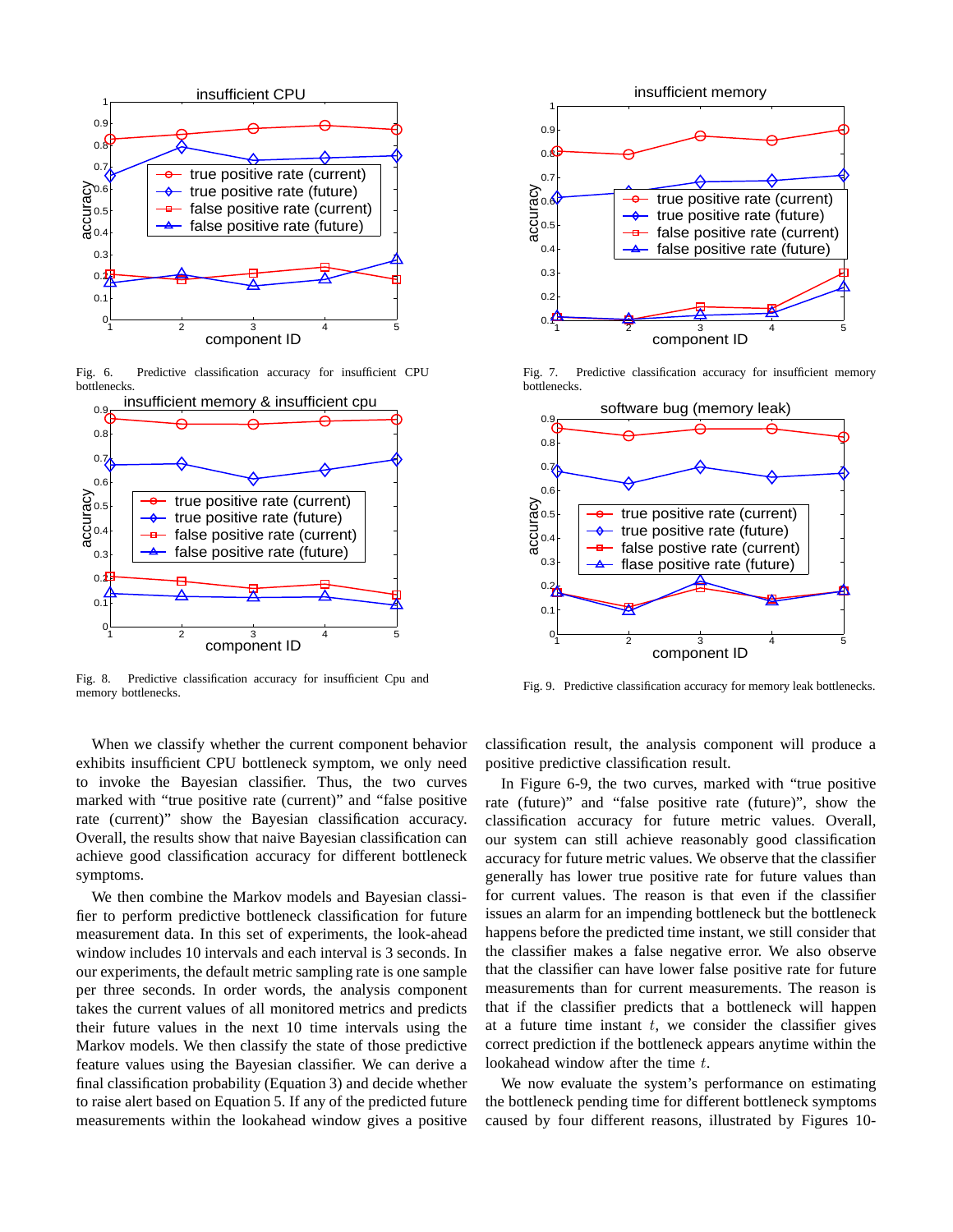Fig. 6. Predictive classification accuracy for insufficient CPU bottlenecks.

Fig. 7. Predictive classification accuracy for insufficient memory bottlenecks.

Fig. 8. Predictive classification accuracy for insufficient Cpu and memory bottlenecks.

Fig. 9. Predictive classification accuracy for memory leak bottlenecks.

When we classify whether the current component behavior exhibits insufficient CPU bottleneck symptom, we only need to invoke the Bayesian classifier. Thus, the two curves marked with "true positive rate (current)" and "false positive rate (current)" show the Bayesian classification accuracy. Overall, the results show that naive Bayesian classification can achieve good classification accuracy for different bottleneck symptoms.

We then combine the Markov models and Bayesian classifier to perform predictive bottleneck classification for future measurement data. In this set of experiments, the look-ahead window includes 10 intervals and each interval is 3 seconds. In our experiments, the default metric sampling rate is one sample per three seconds. In order words, the analysis component takes the current values of all monitored metrics and predicts their future values in the next 10 time intervals using the Markov models. We then classify the state of those predictive feature values using the Bayesian classifier. We can derive a final classification probability (Equation 3) and decide whether to raise alert based on Equation 5. If any of the predicted future measurements within the lookahead window gives a positive classification result, the analysis component will produce a positive predictive classification result.

In Figure 6-9, the two curves, marked with "true positive rate (future)" and "false positive rate (future)", show the classification accuracy for future metric values. Overall, our system can still achieve reasonably good classification accuracy for future metric values. We observe that the classifier generally has lower true positive rate for future values than for current values. The reason is that even if the classifier issues an alarm for an impending bottleneck but the bottleneck happens before the predicted time instant, we still consider that the classifier makes a false negative error. We also observe that the classifier can have lower false positive rate for future measurements than for current measurements. The reason is that if the classifier predicts that a bottleneck will happen at a future time instant $t$, we consider the classifier gives correct prediction if the bottleneck appears anytime within the lookahead window after the time $t$.

We now evaluate the system's performance on estimating the bottleneck pending time for different bottleneck symptoms caused by four different reasons, illustrated by Figures 10-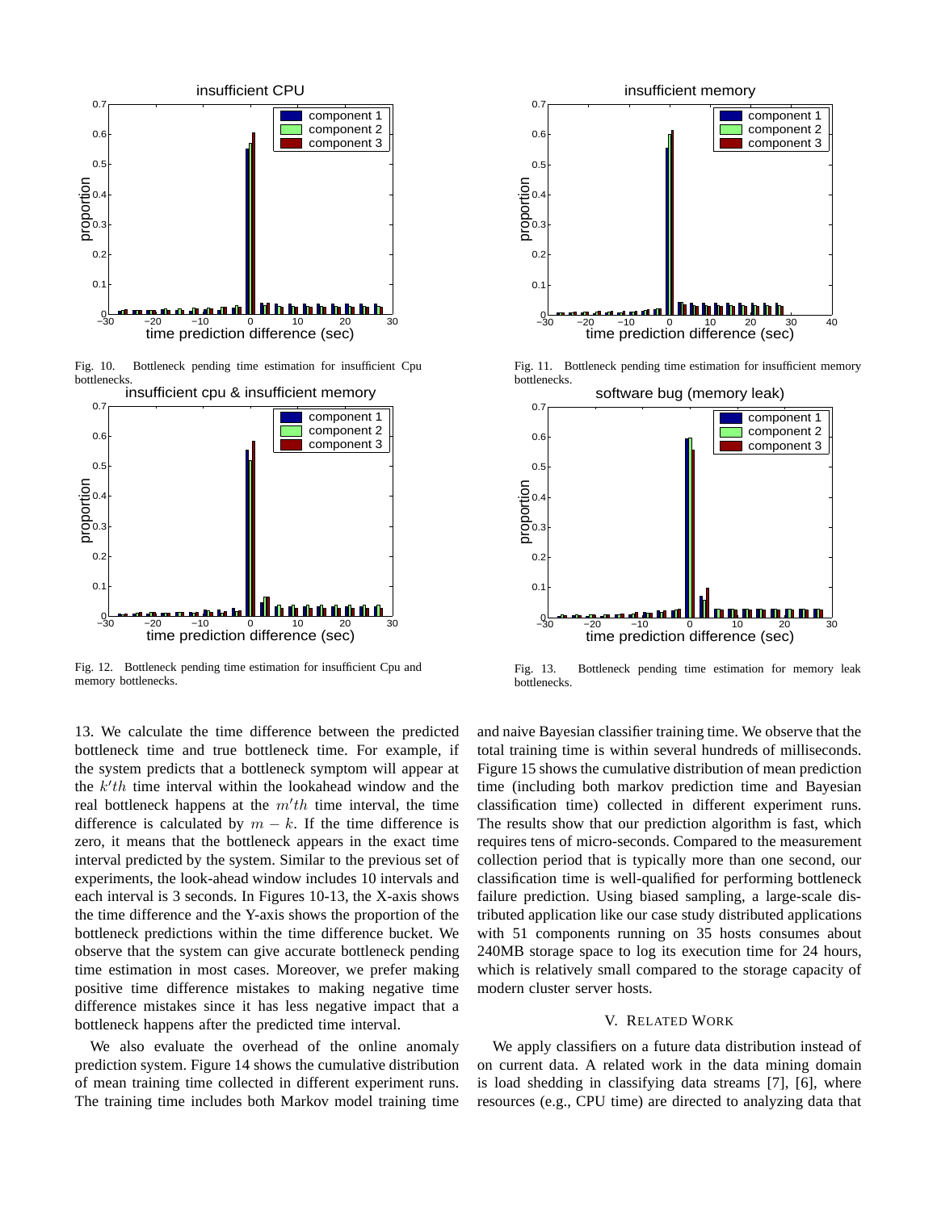Fig. 10. Bottleneck pending time estimation for insufficient Cpu bottlenecks.

Fig. 11. Bottleneck pending time estimation for insufficient memory bottlenecks.

Fig. 12. Bottleneck pending time estimation for insufficient Cpu and memory bottlenecks.

Fig. 13. Bottleneck pending time estimation for memory leak bottlenecks.

13. We calculate the time difference between the predicted bottleneck time and true bottleneck time. For example, if the system predicts that a bottleneck symptom will appear at the $k'th$ time interval within the lookahead window and the real bottleneck happens at the $m'th$ time interval, the time difference is calculated by $m - k$. If the time difference is zero, it means that the bottleneck appears in the exact time interval predicted by the system. Similar to the previous set of experiments, the look-ahead window includes 10 intervals and each interval is 3 seconds. In Figures 10-13, the X-axis shows the time difference and the Y-axis shows the proportion of the bottleneck predictions within the time difference bucket. We observe that the system can give accurate bottleneck pending time estimation in most cases. Moreover, we prefer making positive time difference mistakes to making negative time difference mistakes since it has less negative impact that a bottleneck happens after the predicted time interval.

We also evaluate the overhead of the online anomaly prediction system. Figure 14 shows the cumulative distribution of mean training time collected in different experiment runs. The training time includes both Markov model training time and naive Bayesian classifier training time. We observe that the total training time is within several hundreds of milliseconds. Figure 15 shows the cumulative distribution of mean prediction time (including both markov prediction time and Bayesian classification time) collected in different experiment runs. The results show that our prediction algorithm is fast, which requires tens of micro-seconds. Compared to the measurement collection period that is typically more than one second, our classification time is well-qualified for performing bottleneck failure prediction. Using biased sampling, a large-scale distributed application like our case study distributed applications with 51 components running on 35 hosts consumes about 240MB storage space to log its execution time for 24 hours, which is relatively small compared to the storage capacity of modern cluster server hosts.

## V. Related Work

We apply classifiers on a future data distribution instead of on current data. A related work in the data mining domain is load shedding in classifying data streams [7], [6], where resources (e.g., CPU time) are directed to analyzing data that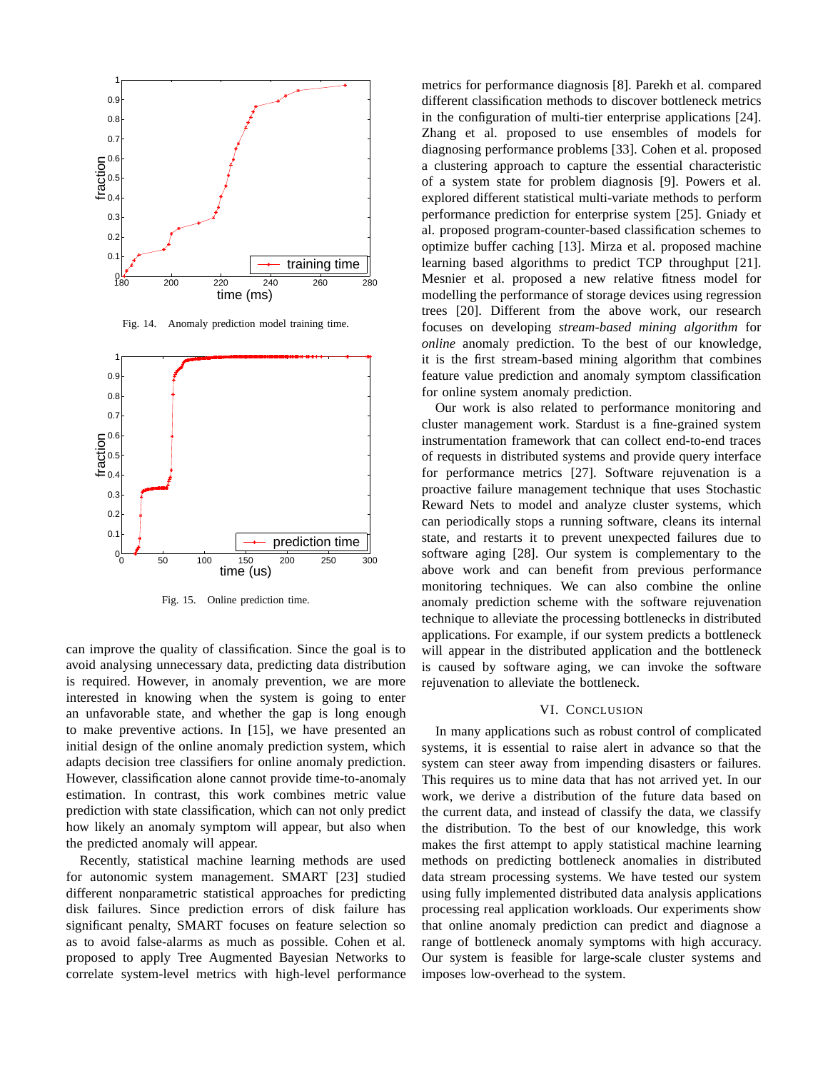Fig. 14. Anomaly prediction model training time.

Fig. 15. Online prediction time.

can improve the quality of classification. Since the goal is to avoid analysing unnecessary data, predicting data distribution is required. However, in anomaly prevention, we are more interested in knowing when the system is going to enter an unfavorable state, and whether the gap is long enough to make preventive actions. In [15], we have presented an initial design of the online anomaly prediction system, which adapts decision tree classifiers for online anomaly prediction. However, classification alone cannot provide time-to-anomaly estimation. In contrast, this work combines metric value prediction with state classification, which can not only predict how likely an anomaly symptom will appear, but also when the predicted anomaly will appear.

Recently, statistical machine learning methods are used for autonomic system management. SMART [23] studied different nonparametric statistical approaches for predicting disk failures. Since prediction errors of disk failure has significant penalty, SMART focuses on feature selection so as to avoid false-alarms as much as possible. Cohen et al. proposed to apply Tree Augmented Bayesian Networks to correlate system-level metrics with high-level performance metrics for performance diagnosis [8]. Parekh et al. compared different classification methods to discover bottleneck metrics in the configuration of multi-tier enterprise applications [24]. Zhang et al. proposed to use ensembles of models for diagnosing performance problems [33]. Cohen et al. proposed a clustering approach to capture the essential characteristic of a system state for problem diagnosis [9]. Powers et al. explored different statistical multi-variate methods to perform performance prediction for enterprise system [25]. Gniady et al. proposed program-counter-based classification schemes to optimize buffer caching [13]. Mirza et al. proposed machine learning based algorithms to predict TCP throughput [21]. Mesnier et al. proposed a new relative fitness model for modelling the performance of storage devices using regression trees [20]. Different from the above work, our research focuses on developing *stream-based mining algorithm* for *online* anomaly prediction. To the best of our knowledge, it is the first stream-based mining algorithm that combines feature value prediction and anomaly symptom classification for online system anomaly prediction.

Our work is also related to performance monitoring and cluster management work. Stardust is a fine-grained system instrumentation framework that can collect end-to-end traces of requests in distributed systems and provide query interface for performance metrics [27]. Software rejuvenation is a proactive failure management technique that uses Stochastic Reward Nets to model and analyze cluster systems, which can periodically stops a running software, cleans its internal state, and restarts it to prevent unexpected failures due to software aging [28]. Our system is complementary to the above work and can benefit from previous performance monitoring techniques. We can also combine the online anomaly prediction scheme with the software rejuvenation technique to alleviate the processing bottlenecks in distributed applications. For example, if our system predicts a bottleneck will appear in the distributed application and the bottleneck is caused by software aging, we can invoke the software rejuvenation to alleviate the bottleneck.

## VI. Conclusion

In many applications such as robust control of complicated systems, it is essential to raise alert in advance so that the system can steer away from impending disasters or failures. This requires us to mine data that has not arrived yet. In our work, we derive a distribution of the future data based on the current data, and instead of classify the data, we classify the distribution. To the best of our knowledge, this work makes the first attempt to apply statistical machine learning methods on predicting bottleneck anomalies in distributed data stream processing systems. We have tested our system using fully implemented distributed data analysis applications processing real application workloads. Our experiments show that online anomaly prediction can predict and diagnose a range of bottleneck anomaly symptoms with high accuracy. Our system is feasible for large-scale cluster systems and imposes low-overhead to the system.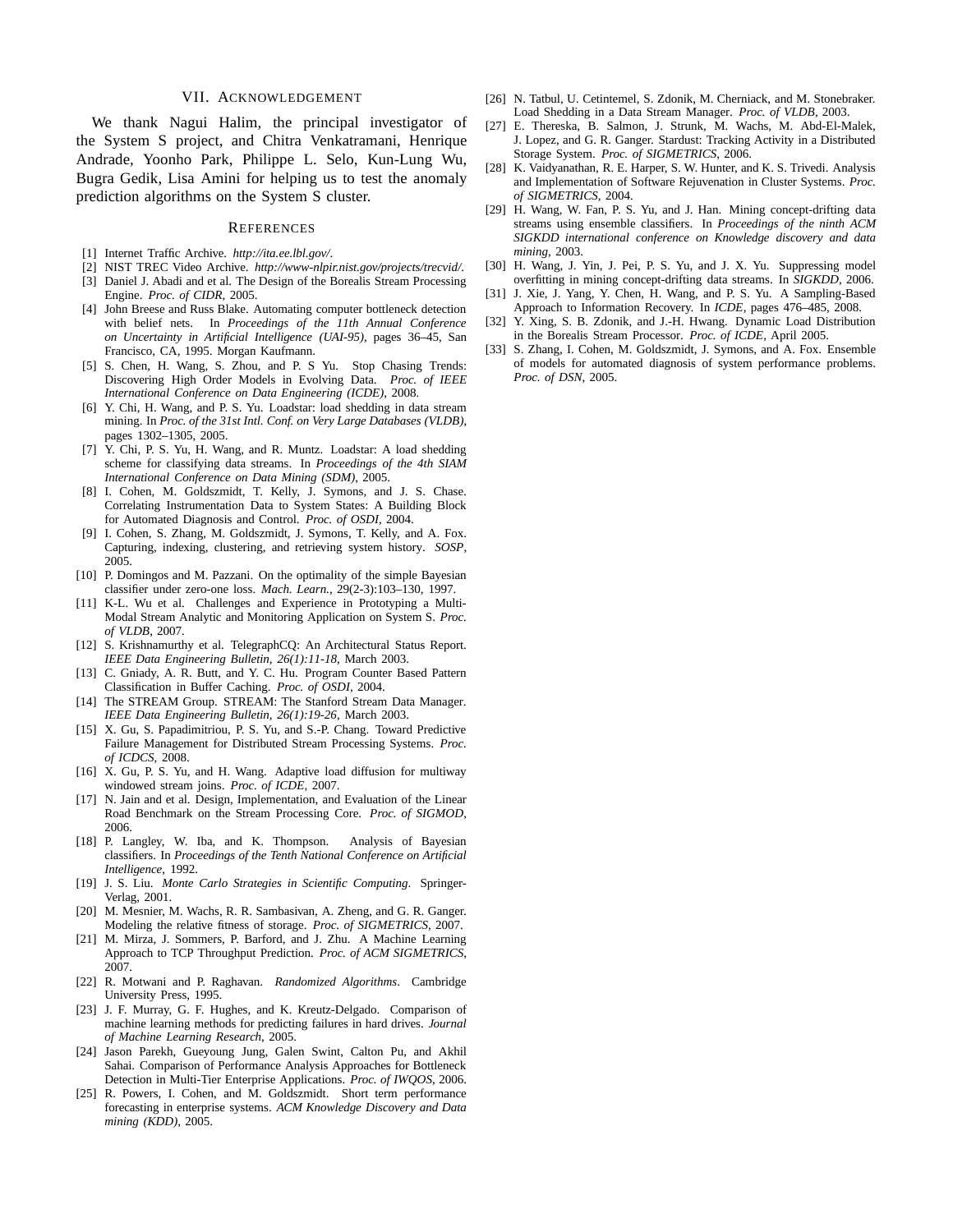## VII. Acknowledgement

We thank Nagui Halim, the principal investigator of the System S project, and Chitra Venkatramani, Henrique Andrade, Yoonho Park, Philippe L. Selo, Kun-Lung Wu, Bugra Gedik, Lisa Amini for helping us to test the anomaly prediction algorithms on the System S cluster.

## References

[1] Internet Traffic Archive. *http://ita.ee.lbl.gov/*.

[2] NIST TREC Video Archive. *http://www-nlpir.nist.gov/projects/trecvid/*.

[3] Daniel J. Abadi and et al. The Design of the Borealis Stream Processing Engine. *Proc. of CIDR*, 2005.

[4] John Breese and Russ Blake. Automating computer bottleneck detection with belief nets. In *Proceedings of the 11th Annual Conference on Uncertainty in Artificial Intelligence (UAI-95)*, pages 36–45, San Francisco, CA, 1995. Morgan Kaufmann.

[5] S. Chen, H. Wang, S. Zhou, and P. S Yu. Stop Chasing Trends: Discovering High Order Models in Evolving Data. *Proc. of IEEE International Conference on Data Engineering (ICDE)*, 2008.

[6] Y. Chi, H. Wang, and P. S. Yu. Loadstar: load shedding in data stream mining. In *Proc. of the 31st Intl. Conf. on Very Large Databases (VLDB)*, pages 1302–1305, 2005.

[7] Y. Chi, P. S. Yu, H. Wang, and R. Muntz. Loadstar: A load shedding scheme for classifying data streams. In *Proceedings of the 4th SIAM International Conference on Data Mining (SDM)*, 2005.

[8] I. Cohen, M. Goldszmidt, T. Kelly, J. Symons, and J. S. Chase. Correlating Instrumentation Data to System States: A Building Block for Automated Diagnosis and Control. *Proc. of OSDI*, 2004.

[9] I. Cohen, S. Zhang, M. Goldszmidt, J. Symons, T. Kelly, and A. Fox. Capturing, indexing, clustering, and retrieving system history. *SOSP*, 2005.

[10] P. Domingos and M. Pazzani. On the optimality of the simple Bayesian classifier under zero-one loss. *Mach. Learn.*, 29(2-3):103–130, 1997.

[11] K-L. Wu et al. Challenges and Experience in Prototyping a Multi-Modal Stream Analytic and Monitoring Application on System S. *Proc. of VLDB*, 2007.

[12] S. Krishnamurthy et al. TelegraphCQ: An Architectural Status Report. *IEEE Data Engineering Bulletin, 26(1):11-18*, March 2003.

[13] C. Gniady, A. R. Butt, and Y. C. Hu. Program Counter Based Pattern Classification in Buffer Caching. *Proc. of OSDI*, 2004.

[14] The STREAM Group. STREAM: The Stanford Stream Data Manager. *IEEE Data Engineering Bulletin, 26(1):19-26*, March 2003.

[15] X. Gu, S. Papadimitriou, P. S. Yu, and S.-P. Chang. Toward Predictive Failure Management for Distributed Stream Processing Systems. *Proc. of ICDCS*, 2008.

[16] X. Gu, P. S. Yu, and H. Wang. Adaptive load diffusion for multiway windowed stream joins. *Proc. of ICDE*, 2007.

[17] N. Jain and et al. Design, Implementation, and Evaluation of the Linear Road Benchmark on the Stream Processing Core. *Proc. of SIGMOD*, 2006.

[18] P. Langley, W. Iba, and K. Thompson. Analysis of Bayesian classifiers. In *Proceedings of the Tenth National Conference on Artificial Intelligence*, 1992.

[19] J. S. Liu. *Monte Carlo Strategies in Scientific Computing*. Springer-Verlag, 2001.

[20] M. Mesnier, M. Wachs, R. R. Sambasivan, A. Zheng, and G. R. Ganger. Modeling the relative fitness of storage. *Proc. of SIGMETRICS*, 2007.

[21] M. Mirza, J. Sommers, P. Barford, and J. Zhu. A Machine Learning Approach to TCP Throughput Prediction. *Proc. of ACM SIGMETRICS*, 2007.

[22] R. Motwani and P. Raghavan. *Randomized Algorithms*. Cambridge University Press, 1995.

[23] J. F. Murray, G. F. Hughes, and K. Kreutz-Delgado. Comparison of machine learning methods for predicting failures in hard drives. *Journal of Machine Learning Research*, 2005.

[24] Jason Parekh, Gueyoung Jung, Galen Swint, Calton Pu, and Akhil Sahai. Comparison of Performance Analysis Approaches for Bottleneck Detection in Multi-Tier Enterprise Applications. *Proc. of IWQOS*, 2006.

[25] R. Powers, I. Cohen, and M. Goldszmidt. Short term performance forecasting in enterprise systems. *ACM Knowledge Discovery and Data mining (KDD)*, 2005.

[26] N. Tatbul, U. Cetintemel, S. Zdonik, M. Cherniack, and M. Stonebraker. Load Shedding in a Data Stream Manager. *Proc. of VLDB*, 2003.

[27] E. Thereska, B. Salmon, J. Strunk, M. Wachs, M. Abd-El-Malek, J. Lopez, and G. R. Ganger. Stardust: Tracking Activity in a Distributed Storage System. *Proc. of SIGMETRICS*, 2006.

[28] K. Vaidyanathan, R. E. Harper, S. W. Hunter, and K. S. Trivedi. Analysis and Implementation of Software Rejuvenation in Cluster Systems. *Proc. of SIGMETRICS*, 2004.

[29] H. Wang, W. Fan, P. S. Yu, and J. Han. Mining concept-drifting data streams using ensemble classifiers. In *Proceedings of the ninth ACM SIGKDD international conference on Knowledge discovery and data mining*, 2003.

[30] H. Wang, J. Yin, J. Pei, P. S. Yu, and J. X. Yu. Suppressing model overfitting in mining concept-drifting data streams. In *SIGKDD*, 2006.

[31] J. Xie, J. Yang, Y. Chen, H. Wang, and P. S. Yu. A Sampling-Based Approach to Information Recovery. In *ICDE*, pages 476–485, 2008.

[32] Y. Xing, S. B. Zdonik, and J.-H. Hwang. Dynamic Load Distribution in the Borealis Stream Processor. *Proc. of ICDE*, April 2005.

[33] S. Zhang, I. Cohen, M. Goldszmidt, J. Symons, and A. Fox. Ensemble of models for automated diagnosis of system performance problems. *Proc. of DSN*, 2005.